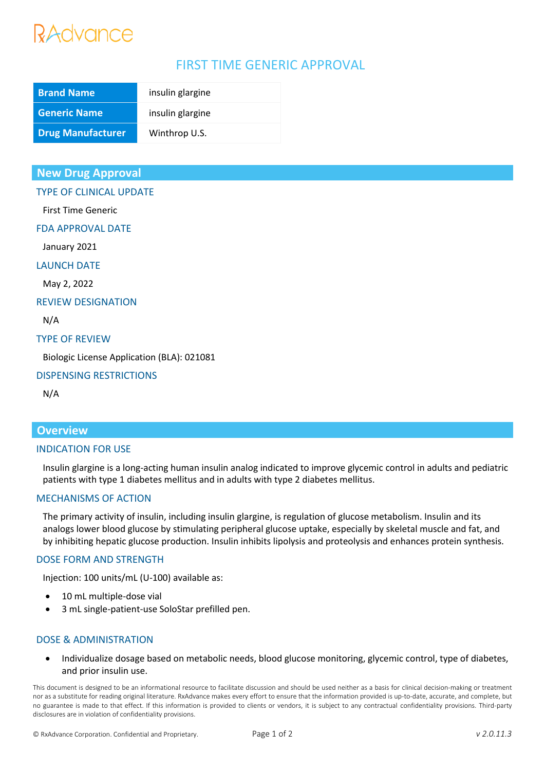RxAdvance

# FIRST TIME GENERIC APPROVAL

| Brand Name | insulin glargine |
|---|---|
| Generic Name | insulin glargine |
| Drug Manufacturer | Winthrop U.S. |

## New Drug Approval

### TYPE OF CLINICAL UPDATE

First Time Generic

### FDA APPROVAL DATE

January 2021

### LAUNCH DATE

May 2, 2022

### REVIEW DESIGNATION

N/A

### TYPE OF REVIEW

Biologic License Application (BLA): 021081

### DISPENSING RESTRICTIONS

N/A

## Overview

### INDICATION FOR USE

Insulin glargine is a long-acting human insulin analog indicated to improve glycemic control in adults and pediatric patients with type 1 diabetes mellitus and in adults with type 2 diabetes mellitus.

### MECHANISMS OF ACTION

The primary activity of insulin, including insulin glargine, is regulation of glucose metabolism. Insulin and its analogs lower blood glucose by stimulating peripheral glucose uptake, especially by skeletal muscle and fat, and by inhibiting hepatic glucose production. Insulin inhibits lipolysis and proteolysis and enhances protein synthesis.

### DOSE FORM AND STRENGTH

Injection: 100 units/mL (U-100) available as:

- 10 mL multiple-dose vial
- 3 mL single-patient-use SoloStar prefilled pen.

### DOSE & ADMINISTRATION

- Individualize dosage based on metabolic needs, blood glucose monitoring, glycemic control, type of diabetes, and prior insulin use.

This document is designed to be an informational resource to facilitate discussion and should be used neither as a basis for clinical decision-making or treatment nor as a substitute for reading original literature. RxAdvance makes every effort to ensure that the information provided is up-to-date, accurate, and complete, but no guarantee is made to that effect. If this information is provided to clients or vendors, it is subject to any contractual confidentiality provisions. Third-party disclosures are in violation of confidentiality provisions.

© RxAdvance Corporation. Confidential and Proprietary. v 2.0.11.3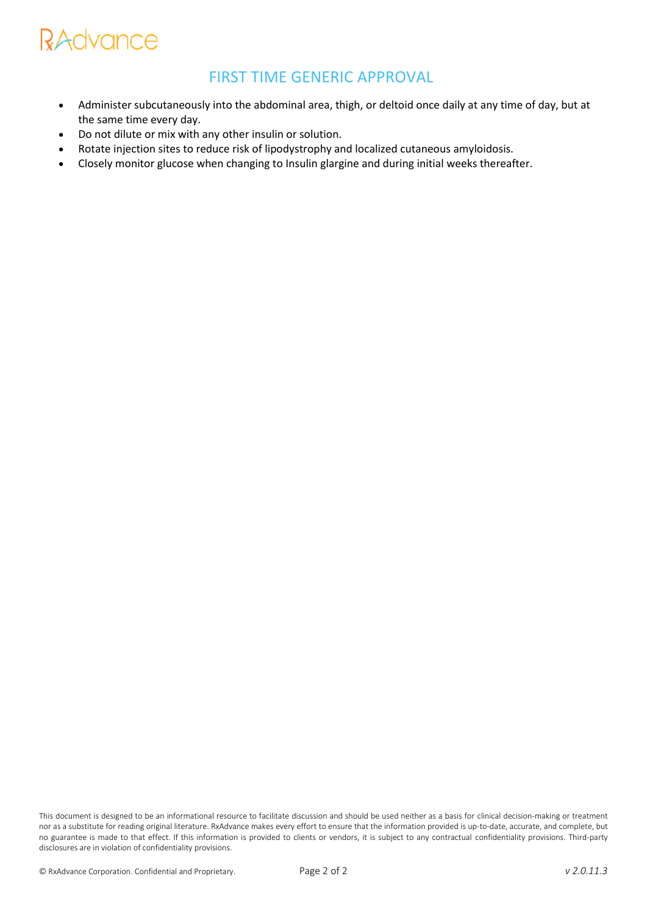## FIRST TIME GENERIC APPROVAL

- Administer subcutaneously into the abdominal area, thigh, or deltoid once daily at any time of day, but at the same time every day.
- Do not dilute or mix with any other insulin or solution.
- Rotate injection sites to reduce risk of lipodystrophy and localized cutaneous amyloidosis.
- Closely monitor glucose when changing to Insulin glargine and during initial weeks thereafter.

This document is designed to be an informational resource to facilitate discussion and should be used neither as a basis for clinical decision-making or treatment nor as a substitute for reading original literature. RxAdvance makes every effort to ensure that the information provided is up-to-date, accurate, and complete, but no guarantee is made to that effect. If this information is provided to clients or vendors, it is subject to any contractual confidentiality provisions. Third-party disclosures are in violation of confidentiality provisions.